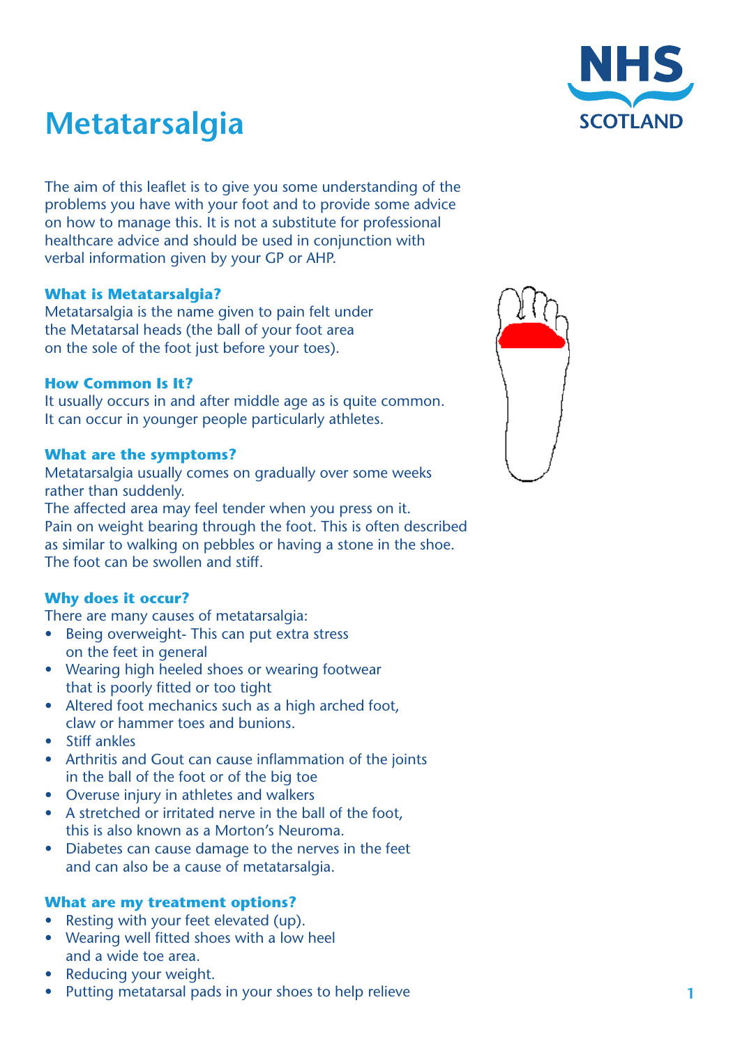# Metatarsalgia

The aim of this leaflet is to give you some understanding of the problems you have with your foot and to provide some advice on how to manage this. It is not a substitute for professional healthcare advice and should be used in conjunction with verbal information given by your GP or AHP.

### What is Metatarsalgia?

Metatarsalgia is the name given to pain felt under the Metatarsal heads (the ball of your foot area on the sole of the foot just before your toes).

### How Common Is It?

It usually occurs in and after middle age as is quite common. It can occur in younger people particularly athletes.

### What are the symptoms?

Metatarsalgia usually comes on gradually over some weeks rather than suddenly.
The affected area may feel tender when you press on it.
Pain on weight bearing through the foot. This is often described as similar to walking on pebbles or having a stone in the shoe.
The foot can be swollen and stiff.

### Why does it occur?

There are many causes of metatarsalgia:

- Being overweight- This can put extra stress on the feet in general
- Wearing high heeled shoes or wearing footwear that is poorly fitted or too tight
- Altered foot mechanics such as a high arched foot, claw or hammer toes and bunions.
- Stiff ankles
- Arthritis and Gout can cause inflammation of the joints in the ball of the foot or of the big toe
- Overuse injury in athletes and walkers
- A stretched or irritated nerve in the ball of the foot, this is also known as a Morton's Neuroma.
- Diabetes can cause damage to the nerves in the feet and can also be a cause of metatarsalgia.

### What are my treatment options?

- Resting with your feet elevated (up).
- Wearing well fitted shoes with a low heel and a wide toe area.
- Reducing your weight.
- Putting metatarsal pads in your shoes to help relieve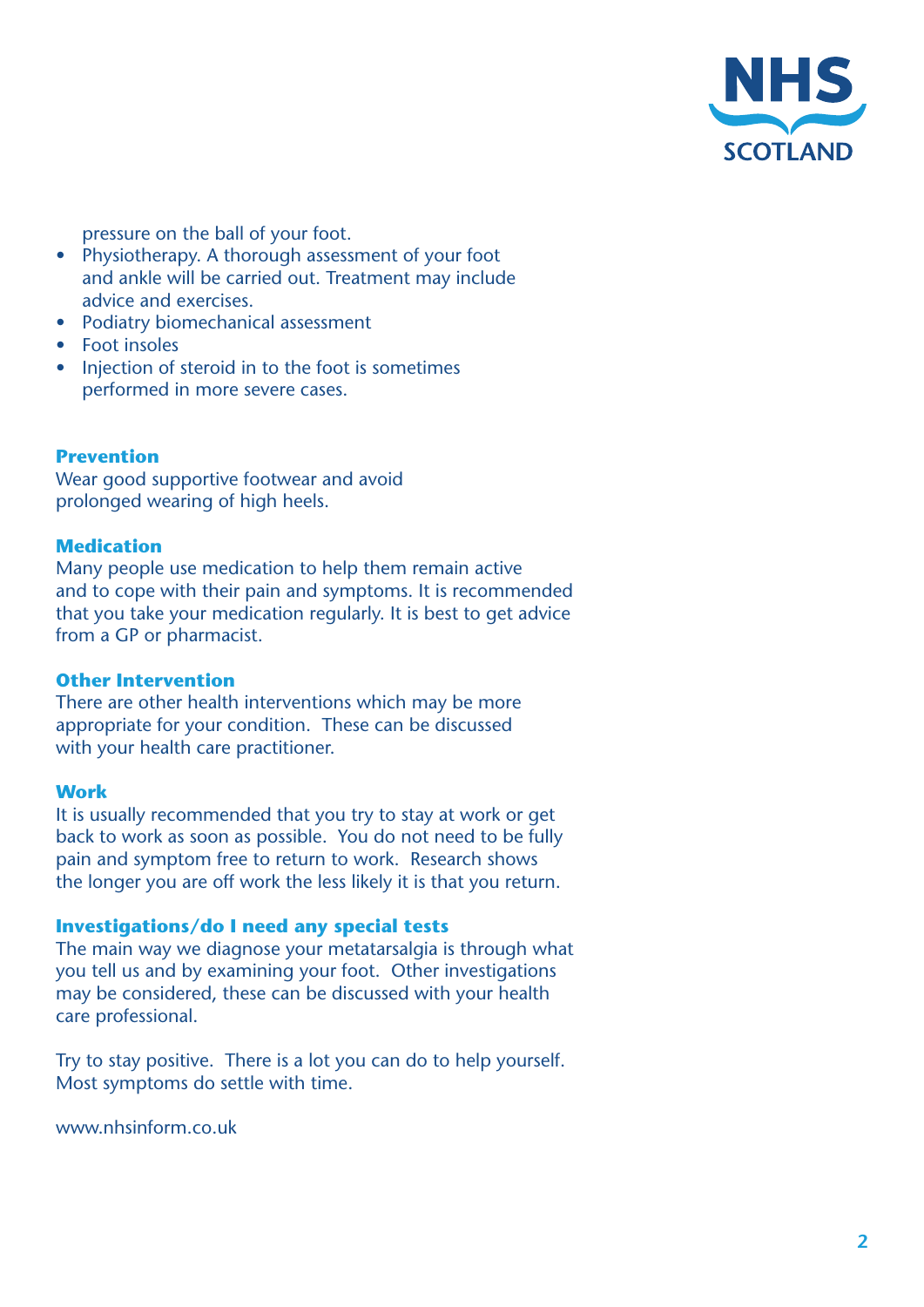pressure on the ball of your foot.

- Physiotherapy. A thorough assessment of your foot and ankle will be carried out. Treatment may include advice and exercises.
- Podiatry biomechanical assessment
- Foot insoles
- Injection of steroid in to the foot is sometimes performed in more severe cases.

### Prevention

Wear good supportive footwear and avoid prolonged wearing of high heels.

### Medication

Many people use medication to help them remain active and to cope with their pain and symptoms. It is recommended that you take your medication regularly. It is best to get advice from a GP or pharmacist.

### Other Intervention

There are other health interventions which may be more appropriate for your condition. These can be discussed with your health care practitioner.

### Work

It is usually recommended that you try to stay at work or get back to work as soon as possible. You do not need to be fully pain and symptom free to return to work. Research shows the longer you are off work the less likely it is that you return.

### Investigations/do I need any special tests

The main way we diagnose your metatarsalgia is through what you tell us and by examining your foot. Other investigations may be considered, these can be discussed with your health care professional.

Try to stay positive. There is a lot you can do to help yourself. Most symptoms do settle with time.

www.nhsinform.co.uk